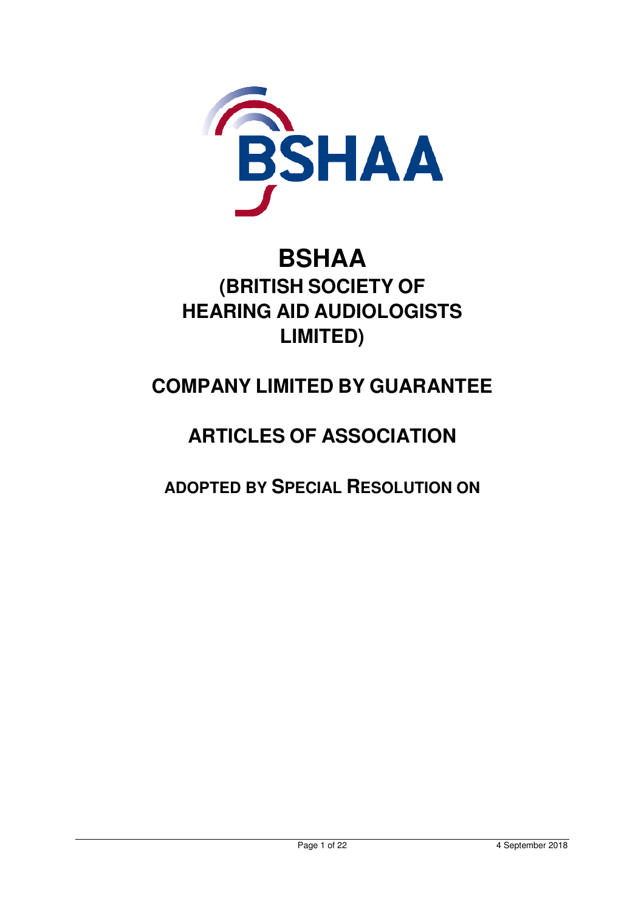# BSHAA

## (BRITISH SOCIETY OF HEARING AID AUDIOLOGISTS LIMITED)

## COMPANY LIMITED BY GUARANTEE

## ARTICLES OF ASSOCIATION

### ADOPTED BY SPECIAL RESOLUTION ON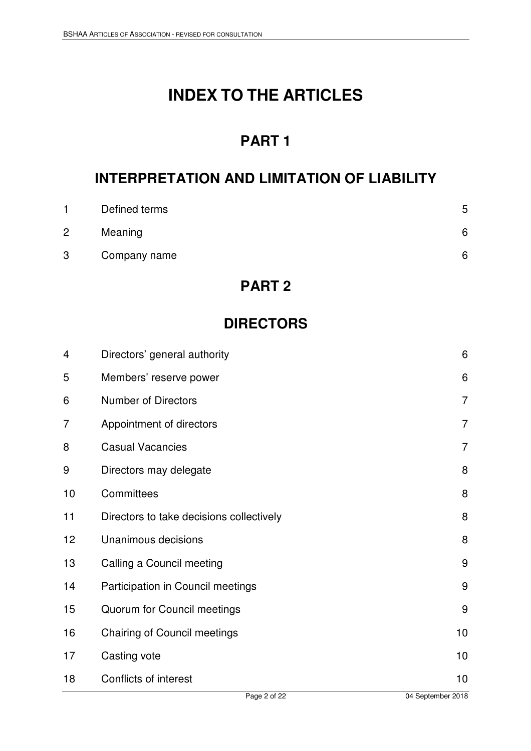# INDEX TO THE ARTICLES

## PART 1

## INTERPRETATION AND LIMITATION OF LIABILITY

| | | |
|---|---|---|
| 1 | Defined terms | 5 |
| 2 | Meaning | 6 |
| 3 | Company name | 6 |

## PART 2

## DIRECTORS

| | | |
|---|---|---|
| 4 | Directors' general authority | 6 |
| 5 | Members' reserve power | 6 |
| 6 | Number of Directors | 7 |
| 7 | Appointment of directors | 7 |
| 8 | Casual Vacancies | 7 |
| 9 | Directors may delegate | 8 |
| 10 | Committees | 8 |
| 11 | Directors to take decisions collectively | 8 |
| 12 | Unanimous decisions | 8 |
| 13 | Calling a Council meeting | 9 |
| 14 | Participation in Council meetings | 9 |
| 15 | Quorum for Council meetings | 9 |
| 16 | Chairing of Council meetings | 10 |
| 17 | Casting vote | 10 |
| 18 | Conflicts of interest | 10 |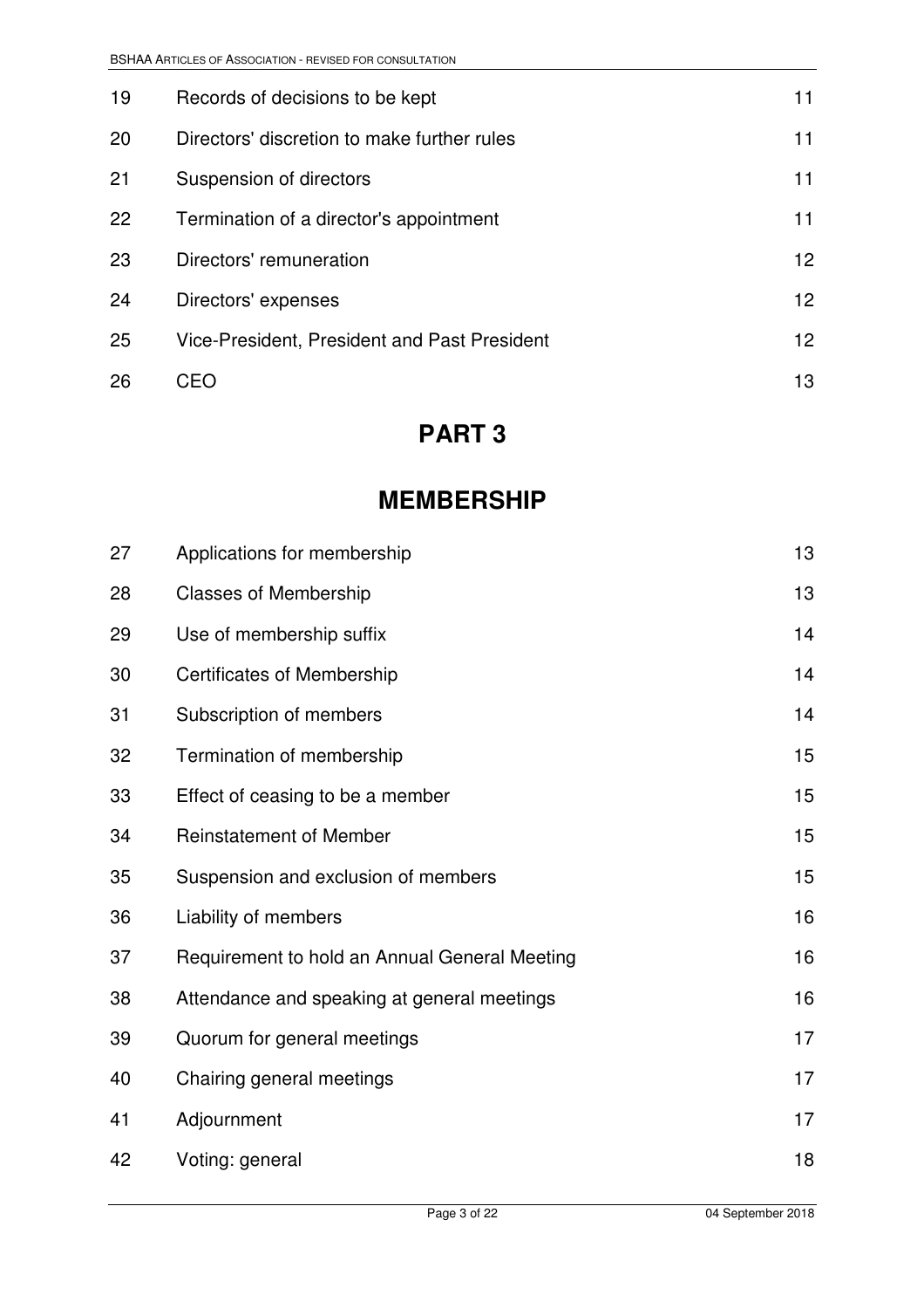| | | |
|---|---|---|
| 19 | Records of decisions to be kept | 11 |
| 20 | Directors' discretion to make further rules | 11 |
| 21 | Suspension of directors | 11 |
| 22 | Termination of a director's appointment | 11 |
| 23 | Directors' remuneration | 12 |
| 24 | Directors' expenses | 12 |
| 25 | Vice-President, President and Past President | 12 |
| 26 | CEO | 13 |

# PART 3

# MEMBERSHIP

| | | |
|---|---|---|
| 27 | Applications for membership | 13 |
| 28 | Classes of Membership | 13 |
| 29 | Use of membership suffix | 14 |
| 30 | Certificates of Membership | 14 |
| 31 | Subscription of members | 14 |
| 32 | Termination of membership | 15 |
| 33 | Effect of ceasing to be a member | 15 |
| 34 | Reinstatement of Member | 15 |
| 35 | Suspension and exclusion of members | 15 |
| 36 | Liability of members | 16 |
| 37 | Requirement to hold an Annual General Meeting | 16 |
| 38 | Attendance and speaking at general meetings | 16 |
| 39 | Quorum for general meetings | 17 |
| 40 | Chairing general meetings | 17 |
| 41 | Adjournment | 17 |
| 42 | Voting: general | 18 |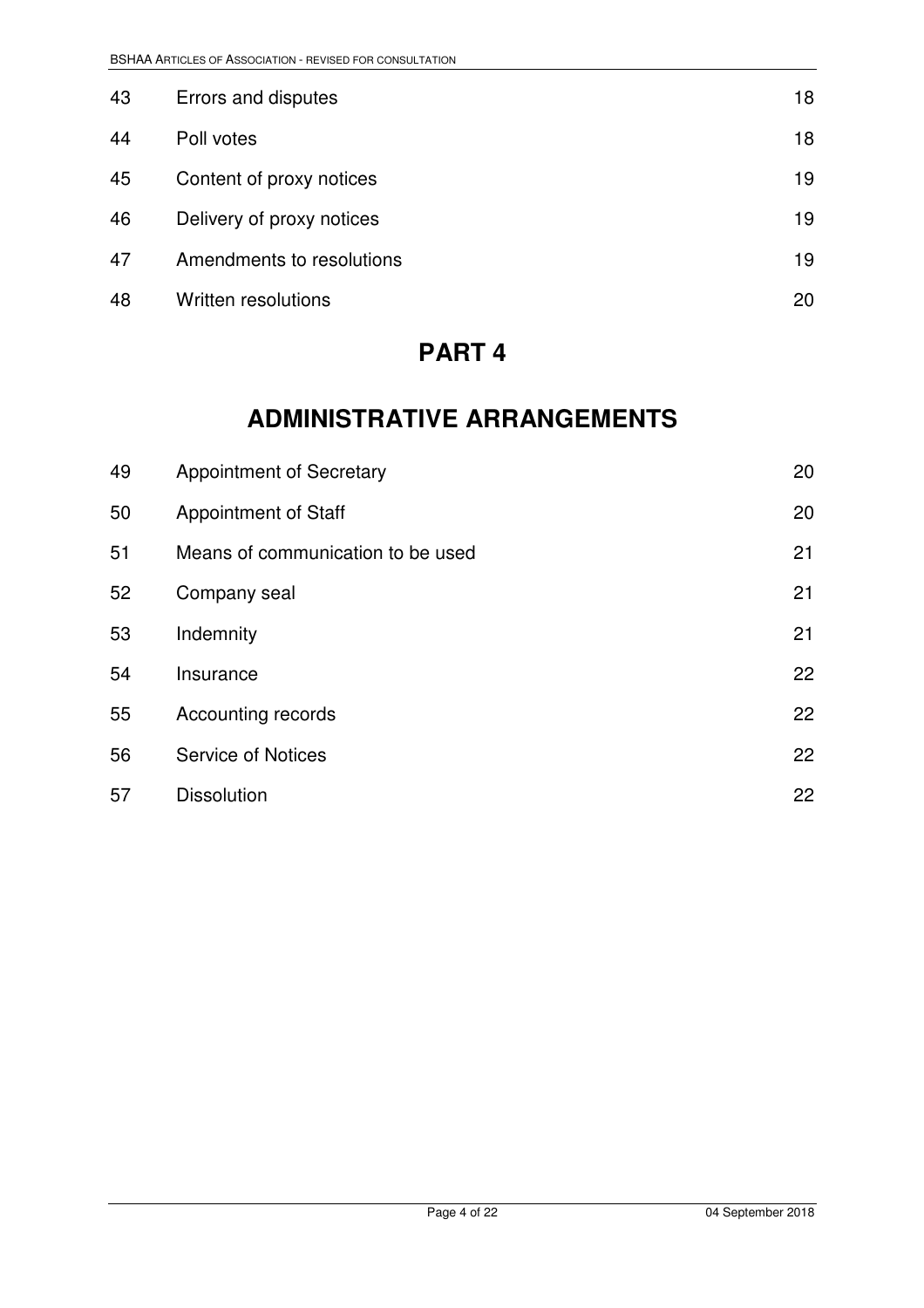| | | |
|---|---|---|
| 43 | Errors and disputes | 18 |
| 44 | Poll votes | 18 |
| 45 | Content of proxy notices | 19 |
| 46 | Delivery of proxy notices | 19 |
| 47 | Amendments to resolutions | 19 |
| 48 | Written resolutions | 20 |

# PART 4

# ADMINISTRATIVE ARRANGEMENTS

| | | |
|---|---|---|
| 49 | Appointment of Secretary | 20 |
| 50 | Appointment of Staff | 20 |
| 51 | Means of communication to be used | 21 |
| 52 | Company seal | 21 |
| 53 | Indemnity | 21 |
| 54 | Insurance | 22 |
| 55 | Accounting records | 22 |
| 56 | Service of Notices | 22 |
| 57 | Dissolution | 22 |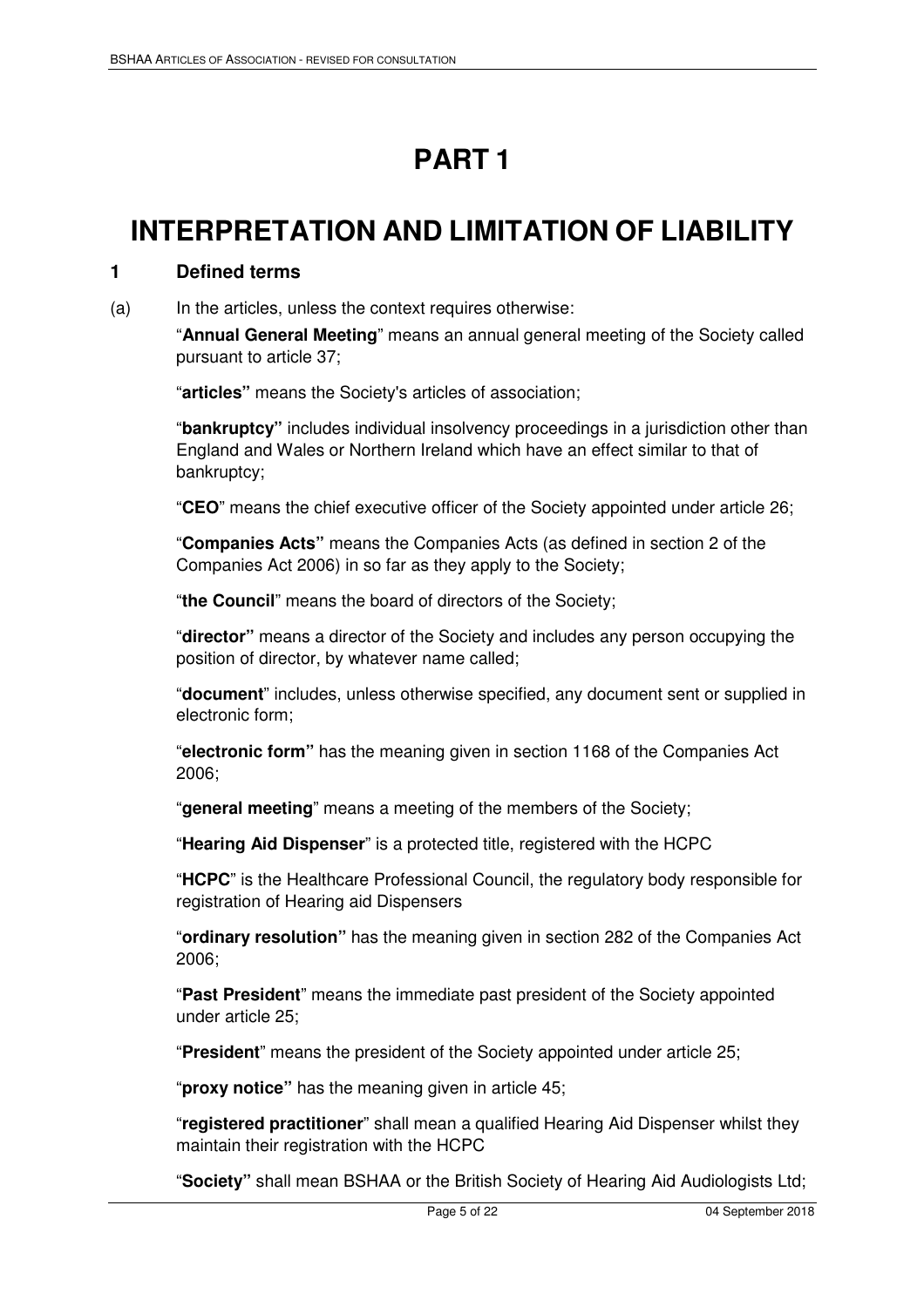# PART 1

# INTERPRETATION AND LIMITATION OF LIABILITY

## 1 Defined terms

(a) In the articles, unless the context requires otherwise:

"**Annual General Meeting**" means an annual general meeting of the Society called pursuant to article 37;

"**articles**" means the Society's articles of association;

"**bankruptcy**" includes individual insolvency proceedings in a jurisdiction other than England and Wales or Northern Ireland which have an effect similar to that of bankruptcy;

"**CEO**" means the chief executive officer of the Society appointed under article 26;

"**Companies Acts**" means the Companies Acts (as defined in section 2 of the Companies Act 2006) in so far as they apply to the Society;

"**the Council**" means the board of directors of the Society;

"**director**" means a director of the Society and includes any person occupying the position of director, by whatever name called;

"**document**" includes, unless otherwise specified, any document sent or supplied in electronic form;

"**electronic form**" has the meaning given in section 1168 of the Companies Act 2006;

"**general meeting**" means a meeting of the members of the Society;

"**Hearing Aid Dispenser**" is a protected title, registered with the HCPC

"**HCPC**" is the Healthcare Professional Council, the regulatory body responsible for registration of Hearing aid Dispensers

"**ordinary resolution**" has the meaning given in section 282 of the Companies Act 2006;

"**Past President**" means the immediate past president of the Society appointed under article 25;

"**President**" means the president of the Society appointed under article 25;

"**proxy notice**" has the meaning given in article 45;

"**registered practitioner**" shall mean a qualified Hearing Aid Dispenser whilst they maintain their registration with the HCPC

"**Society**" shall mean BSHAA or the British Society of Hearing Aid Audiologists Ltd;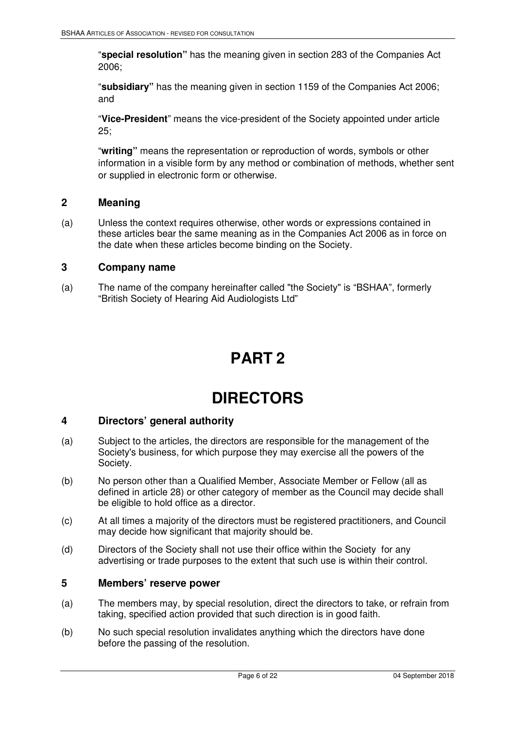"**special resolution**" has the meaning given in section 283 of the Companies Act 2006;

"**subsidiary**" has the meaning given in section 1159 of the Companies Act 2006; and

"**Vice-President**" means the vice-president of the Society appointed under article 25;

"**writing**" means the representation or reproduction of words, symbols or other information in a visible form by any method or combination of methods, whether sent or supplied in electronic form or otherwise.

## 2 Meaning

(a) Unless the context requires otherwise, other words or expressions contained in these articles bear the same meaning as in the Companies Act 2006 as in force on the date when these articles become binding on the Society.

## 3 Company name

(a) The name of the company hereinafter called "the Society" is "BSHAA", formerly "British Society of Hearing Aid Audiologists Ltd"

# PART 2

# DIRECTORS

## 4 Directors' general authority

(a) Subject to the articles, the directors are responsible for the management of the Society's business, for which purpose they may exercise all the powers of the Society.

(b) No person other than a Qualified Member, Associate Member or Fellow (all as defined in article 28) or other category of member as the Council may decide shall be eligible to hold office as a director.

(c) At all times a majority of the directors must be registered practitioners, and Council may decide how significant that majority should be.

(d) Directors of the Society shall not use their office within the Society for any advertising or trade purposes to the extent that such use is within their control.

## 5 Members' reserve power

(a) The members may, by special resolution, direct the directors to take, or refrain from taking, specified action provided that such direction is in good faith.

(b) No such special resolution invalidates anything which the directors have done before the passing of the resolution.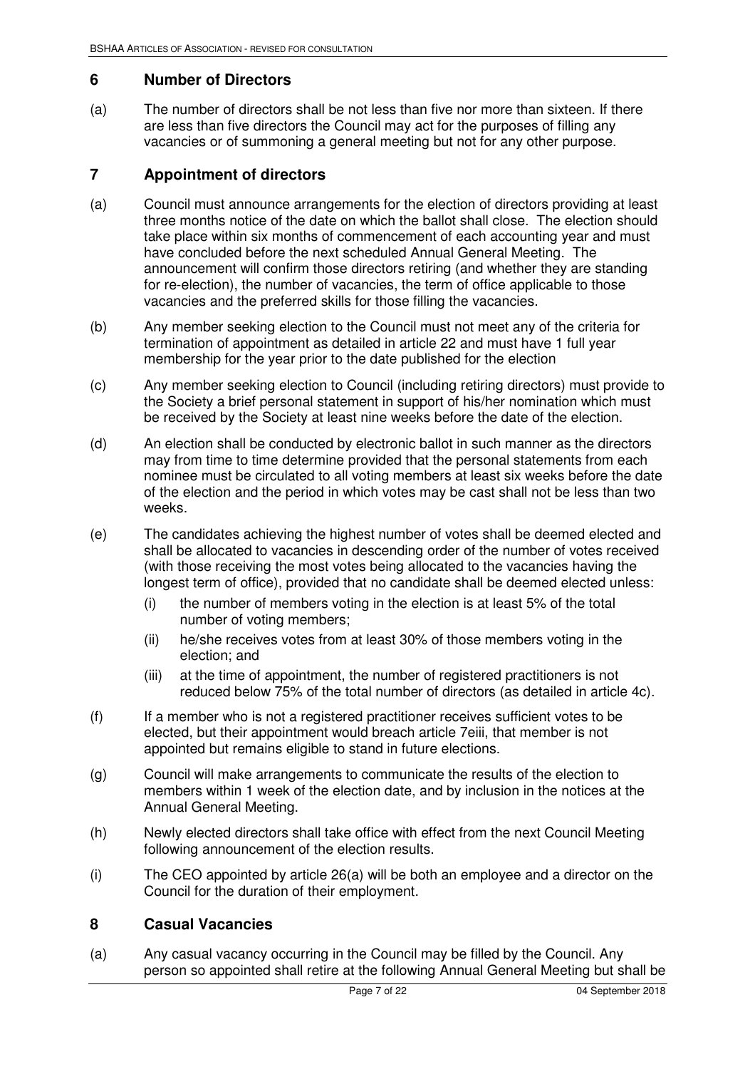## 6 Number of Directors

(a) The number of directors shall be not less than five nor more than sixteen. If there are less than five directors the Council may act for the purposes of filling any vacancies or of summoning a general meeting but not for any other purpose.

## 7 Appointment of directors

(a) Council must announce arrangements for the election of directors providing at least three months notice of the date on which the ballot shall close. The election should take place within six months of commencement of each accounting year and must have concluded before the next scheduled Annual General Meeting. The announcement will confirm those directors retiring (and whether they are standing for re-election), the number of vacancies, the term of office applicable to those vacancies and the preferred skills for those filling the vacancies.

(b) Any member seeking election to the Council must not meet any of the criteria for termination of appointment as detailed in article 22 and must have 1 full year membership for the year prior to the date published for the election

(c) Any member seeking election to Council (including retiring directors) must provide to the Society a brief personal statement in support of his/her nomination which must be received by the Society at least nine weeks before the date of the election.

(d) An election shall be conducted by electronic ballot in such manner as the directors may from time to time determine provided that the personal statements from each nominee must be circulated to all voting members at least six weeks before the date of the election and the period in which votes may be cast shall not be less than two weeks.

(e) The candidates achieving the highest number of votes shall be deemed elected and shall be allocated to vacancies in descending order of the number of votes received (with those receiving the most votes being allocated to the vacancies having the longest term of office), provided that no candidate shall be deemed elected unless:

   (i) the number of members voting in the election is at least 5% of the total number of voting members;

   (ii) he/she receives votes from at least 30% of those members voting in the election; and

   (iii) at the time of appointment, the number of registered practitioners is not reduced below 75% of the total number of directors (as detailed in article 4c).

(f) If a member who is not a registered practitioner receives sufficient votes to be elected, but their appointment would breach article 7eiii, that member is not appointed but remains eligible to stand in future elections.

(g) Council will make arrangements to communicate the results of the election to members within 1 week of the election date, and by inclusion in the notices at the Annual General Meeting.

(h) Newly elected directors shall take office with effect from the next Council Meeting following announcement of the election results.

(i) The CEO appointed by article 26(a) will be both an employee and a director on the Council for the duration of their employment.

## 8 Casual Vacancies

(a) Any casual vacancy occurring in the Council may be filled by the Council. Any person so appointed shall retire at the following Annual General Meeting but shall be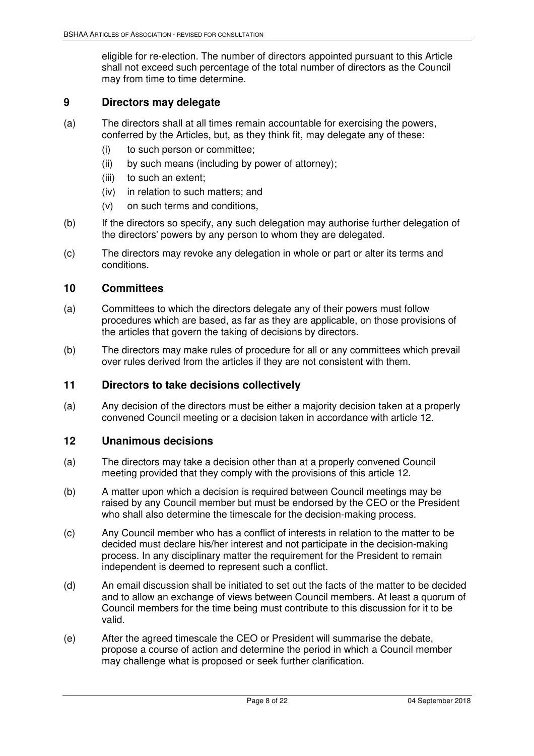eligible for re-election. The number of directors appointed pursuant to this Article shall not exceed such percentage of the total number of directors as the Council may from time to time determine.

## 9 Directors may delegate

(a) The directors shall at all times remain accountable for exercising the powers, conferred by the Articles, but, as they think fit, may delegate any of these:

  (i) to such person or committee;

  (ii) by such means (including by power of attorney);

  (iii) to such an extent;

  (iv) in relation to such matters; and

  (v) on such terms and conditions,

(b) If the directors so specify, any such delegation may authorise further delegation of the directors' powers by any person to whom they are delegated.

(c) The directors may revoke any delegation in whole or part or alter its terms and conditions.

## 10 Committees

(a) Committees to which the directors delegate any of their powers must follow procedures which are based, as far as they are applicable, on those provisions of the articles that govern the taking of decisions by directors.

(b) The directors may make rules of procedure for all or any committees which prevail over rules derived from the articles if they are not consistent with them.

## 11 Directors to take decisions collectively

(a) Any decision of the directors must be either a majority decision taken at a properly convened Council meeting or a decision taken in accordance with article 12.

## 12 Unanimous decisions

(a) The directors may take a decision other than at a properly convened Council meeting provided that they comply with the provisions of this article 12.

(b) A matter upon which a decision is required between Council meetings may be raised by any Council member but must be endorsed by the CEO or the President who shall also determine the timescale for the decision-making process.

(c) Any Council member who has a conflict of interests in relation to the matter to be decided must declare his/her interest and not participate in the decision-making process. In any disciplinary matter the requirement for the President to remain independent is deemed to represent such a conflict.

(d) An email discussion shall be initiated to set out the facts of the matter to be decided and to allow an exchange of views between Council members. At least a quorum of Council members for the time being must contribute to this discussion for it to be valid.

(e) After the agreed timescale the CEO or President will summarise the debate, propose a course of action and determine the period in which a Council member may challenge what is proposed or seek further clarification.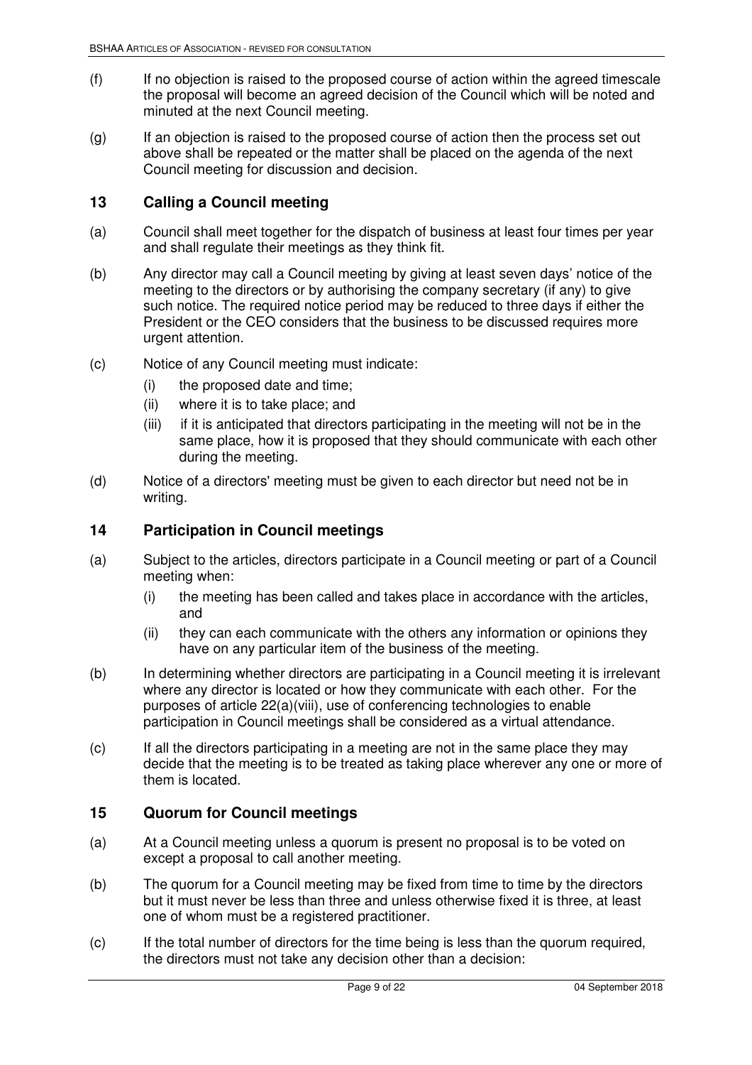(f) If no objection is raised to the proposed course of action within the agreed timescale the proposal will become an agreed decision of the Council which will be noted and minuted at the next Council meeting.

(g) If an objection is raised to the proposed course of action then the process set out above shall be repeated or the matter shall be placed on the agenda of the next Council meeting for discussion and decision.

## 13 Calling a Council meeting

(a) Council shall meet together for the dispatch of business at least four times per year and shall regulate their meetings as they think fit.

(b) Any director may call a Council meeting by giving at least seven days' notice of the meeting to the directors or by authorising the company secretary (if any) to give such notice. The required notice period may be reduced to three days if either the President or the CEO considers that the business to be discussed requires more urgent attention.

(c) Notice of any Council meeting must indicate:

  (i) the proposed date and time;

  (ii) where it is to take place; and

  (iii) if it is anticipated that directors participating in the meeting will not be in the same place, how it is proposed that they should communicate with each other during the meeting.

(d) Notice of a directors' meeting must be given to each director but need not be in writing.

## 14 Participation in Council meetings

(a) Subject to the articles, directors participate in a Council meeting or part of a Council meeting when:

  (i) the meeting has been called and takes place in accordance with the articles, and

  (ii) they can each communicate with the others any information or opinions they have on any particular item of the business of the meeting.

(b) In determining whether directors are participating in a Council meeting it is irrelevant where any director is located or how they communicate with each other. For the purposes of article 22(a)(viii), use of conferencing technologies to enable participation in Council meetings shall be considered as a virtual attendance.

(c) If all the directors participating in a meeting are not in the same place they may decide that the meeting is to be treated as taking place wherever any one or more of them is located.

## 15 Quorum for Council meetings

(a) At a Council meeting unless a quorum is present no proposal is to be voted on except a proposal to call another meeting.

(b) The quorum for a Council meeting may be fixed from time to time by the directors but it must never be less than three and unless otherwise fixed it is three, at least one of whom must be a registered practitioner.

(c) If the total number of directors for the time being is less than the quorum required, the directors must not take any decision other than a decision: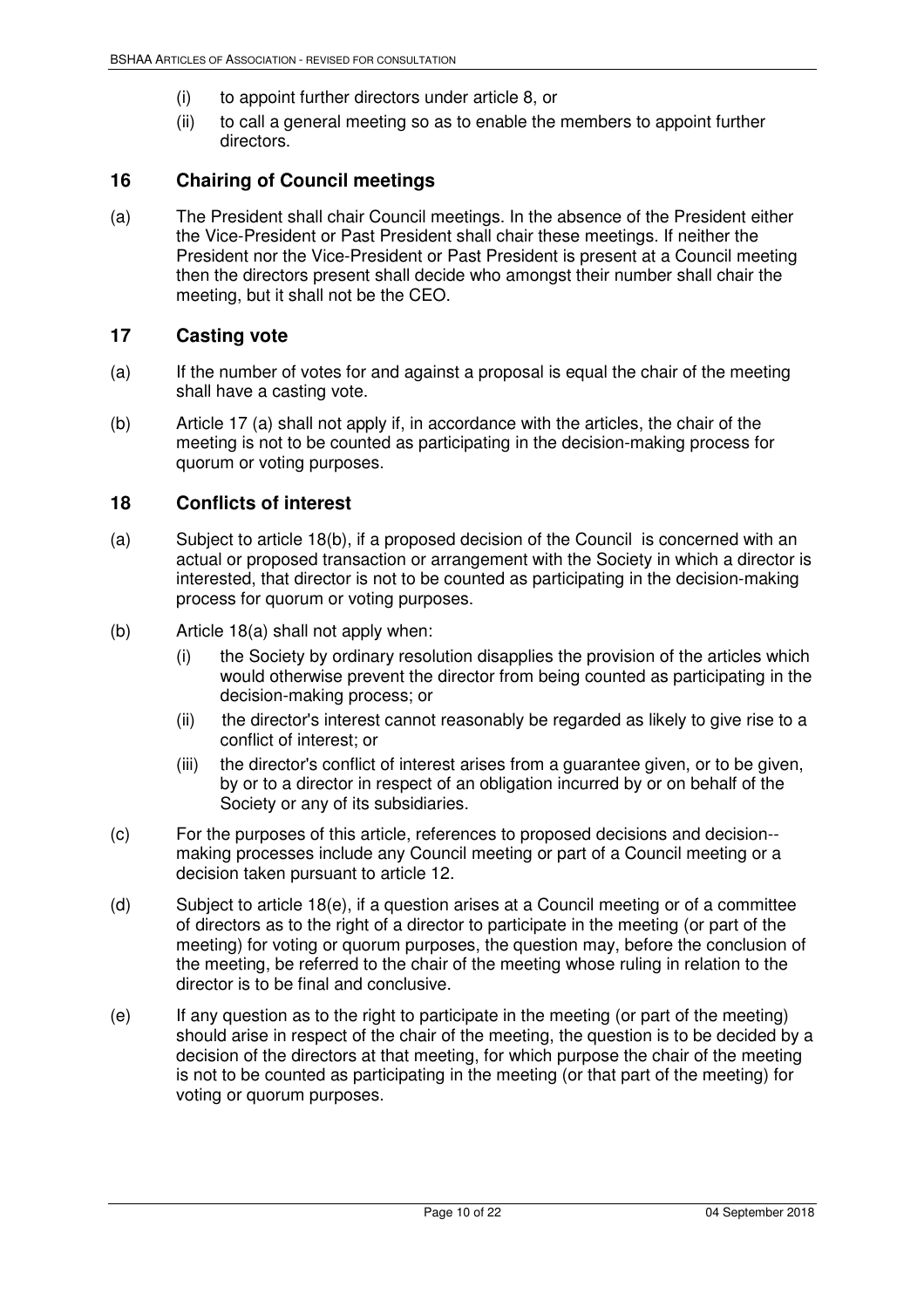(i) to appoint further directors under article 8, or

(ii) to call a general meeting so as to enable the members to appoint further directors.

## 16 Chairing of Council meetings

(a) The President shall chair Council meetings. In the absence of the President either the Vice-President or Past President shall chair these meetings. If neither the President nor the Vice-President or Past President is present at a Council meeting then the directors present shall decide who amongst their number shall chair the meeting, but it shall not be the CEO.

## 17 Casting vote

(a) If the number of votes for and against a proposal is equal the chair of the meeting shall have a casting vote.

(b) Article 17 (a) shall not apply if, in accordance with the articles, the chair of the meeting is not to be counted as participating in the decision-making process for quorum or voting purposes.

## 18 Conflicts of interest

(a) Subject to article 18(b), if a proposed decision of the Council is concerned with an actual or proposed transaction or arrangement with the Society in which a director is interested, that director is not to be counted as participating in the decision-making process for quorum or voting purposes.

(b) Article 18(a) shall not apply when:

(i) the Society by ordinary resolution disapplies the provision of the articles which would otherwise prevent the director from being counted as participating in the decision-making process; or

(ii) the director's interest cannot reasonably be regarded as likely to give rise to a conflict of interest; or

(iii) the director's conflict of interest arises from a guarantee given, or to be given, by or to a director in respect of an obligation incurred by or on behalf of the Society or any of its subsidiaries.

(c) For the purposes of this article, references to proposed decisions and decision--making processes include any Council meeting or part of a Council meeting or a decision taken pursuant to article 12.

(d) Subject to article 18(e), if a question arises at a Council meeting or of a committee of directors as to the right of a director to participate in the meeting (or part of the meeting) for voting or quorum purposes, the question may, before the conclusion of the meeting, be referred to the chair of the meeting whose ruling in relation to the director is to be final and conclusive.

(e) If any question as to the right to participate in the meeting (or part of the meeting) should arise in respect of the chair of the meeting, the question is to be decided by a decision of the directors at that meeting, for which purpose the chair of the meeting is not to be counted as participating in the meeting (or that part of the meeting) for voting or quorum purposes.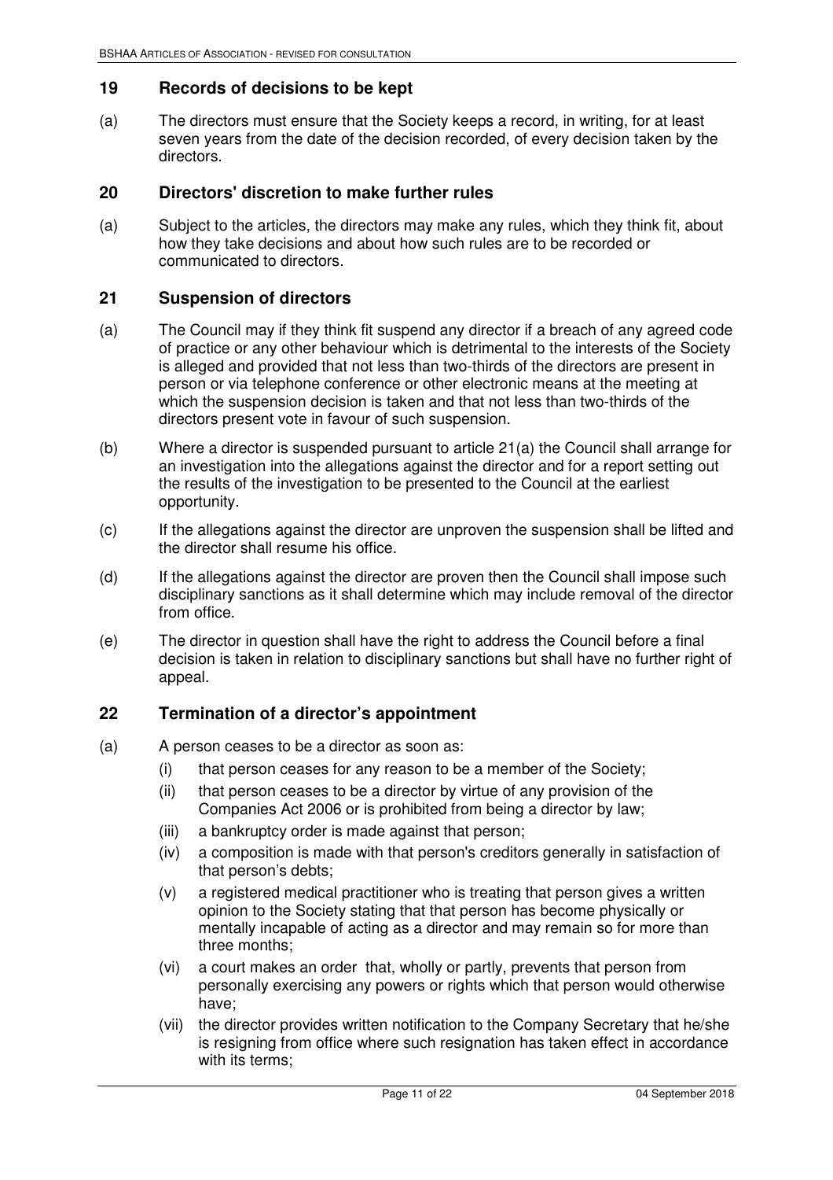## 19 Records of decisions to be kept

(a) The directors must ensure that the Society keeps a record, in writing, for at least seven years from the date of the decision recorded, of every decision taken by the directors.

## 20 Directors' discretion to make further rules

(a) Subject to the articles, the directors may make any rules, which they think fit, about how they take decisions and about how such rules are to be recorded or communicated to directors.

## 21 Suspension of directors

(a) The Council may if they think fit suspend any director if a breach of any agreed code of practice or any other behaviour which is detrimental to the interests of the Society is alleged and provided that not less than two-thirds of the directors are present in person or via telephone conference or other electronic means at the meeting at which the suspension decision is taken and that not less than two-thirds of the directors present vote in favour of such suspension.

(b) Where a director is suspended pursuant to article 21(a) the Council shall arrange for an investigation into the allegations against the director and for a report setting out the results of the investigation to be presented to the Council at the earliest opportunity.

(c) If the allegations against the director are unproven the suspension shall be lifted and the director shall resume his office.

(d) If the allegations against the director are proven then the Council shall impose such disciplinary sanctions as it shall determine which may include removal of the director from office.

(e) The director in question shall have the right to address the Council before a final decision is taken in relation to disciplinary sanctions but shall have no further right of appeal.

## 22 Termination of a director's appointment

(a) A person ceases to be a director as soon as:

- (i) that person ceases for any reason to be a member of the Society;
- (ii) that person ceases to be a director by virtue of any provision of the Companies Act 2006 or is prohibited from being a director by law;
- (iii) a bankruptcy order is made against that person;
- (iv) a composition is made with that person's creditors generally in satisfaction of that person's debts;
- (v) a registered medical practitioner who is treating that person gives a written opinion to the Society stating that that person has become physically or mentally incapable of acting as a director and may remain so for more than three months;
- (vi) a court makes an order that, wholly or partly, prevents that person from personally exercising any powers or rights which that person would otherwise have;
- (vii) the director provides written notification to the Company Secretary that he/she is resigning from office where such resignation has taken effect in accordance with its terms;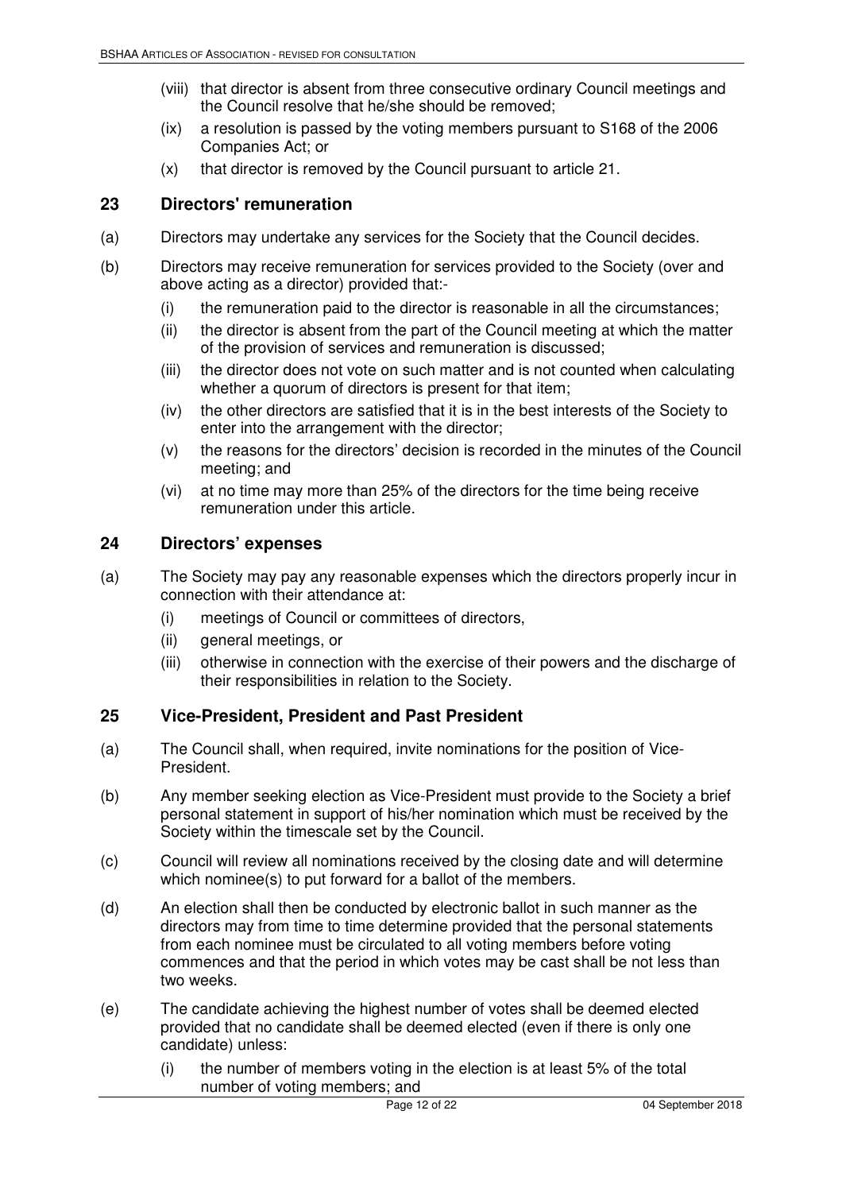- (viii) that director is absent from three consecutive ordinary Council meetings and the Council resolve that he/she should be removed;
- (ix) a resolution is passed by the voting members pursuant to S168 of the 2006 Companies Act; or
- (x) that director is removed by the Council pursuant to article 21.

## 23 Directors' remuneration

(a) Directors may undertake any services for the Society that the Council decides.

(b) Directors may receive remuneration for services provided to the Society (over and above acting as a director) provided that:-

- (i) the remuneration paid to the director is reasonable in all the circumstances;
- (ii) the director is absent from the part of the Council meeting at which the matter of the provision of services and remuneration is discussed;
- (iii) the director does not vote on such matter and is not counted when calculating whether a quorum of directors is present for that item;
- (iv) the other directors are satisfied that it is in the best interests of the Society to enter into the arrangement with the director;
- (v) the reasons for the directors' decision is recorded in the minutes of the Council meeting; and
- (vi) at no time may more than 25% of the directors for the time being receive remuneration under this article.

## 24 Directors' expenses

(a) The Society may pay any reasonable expenses which the directors properly incur in connection with their attendance at:

- (i) meetings of Council or committees of directors,
- (ii) general meetings, or
- (iii) otherwise in connection with the exercise of their powers and the discharge of their responsibilities in relation to the Society.

## 25 Vice-President, President and Past President

(a) The Council shall, when required, invite nominations for the position of Vice-President.

(b) Any member seeking election as Vice-President must provide to the Society a brief personal statement in support of his/her nomination which must be received by the Society within the timescale set by the Council.

(c) Council will review all nominations received by the closing date and will determine which nominee(s) to put forward for a ballot of the members.

(d) An election shall then be conducted by electronic ballot in such manner as the directors may from time to time determine provided that the personal statements from each nominee must be circulated to all voting members before voting commences and that the period in which votes may be cast shall be not less than two weeks.

(e) The candidate achieving the highest number of votes shall be deemed elected provided that no candidate shall be deemed elected (even if there is only one candidate) unless:

- (i) the number of members voting in the election is at least 5% of the total number of voting members; and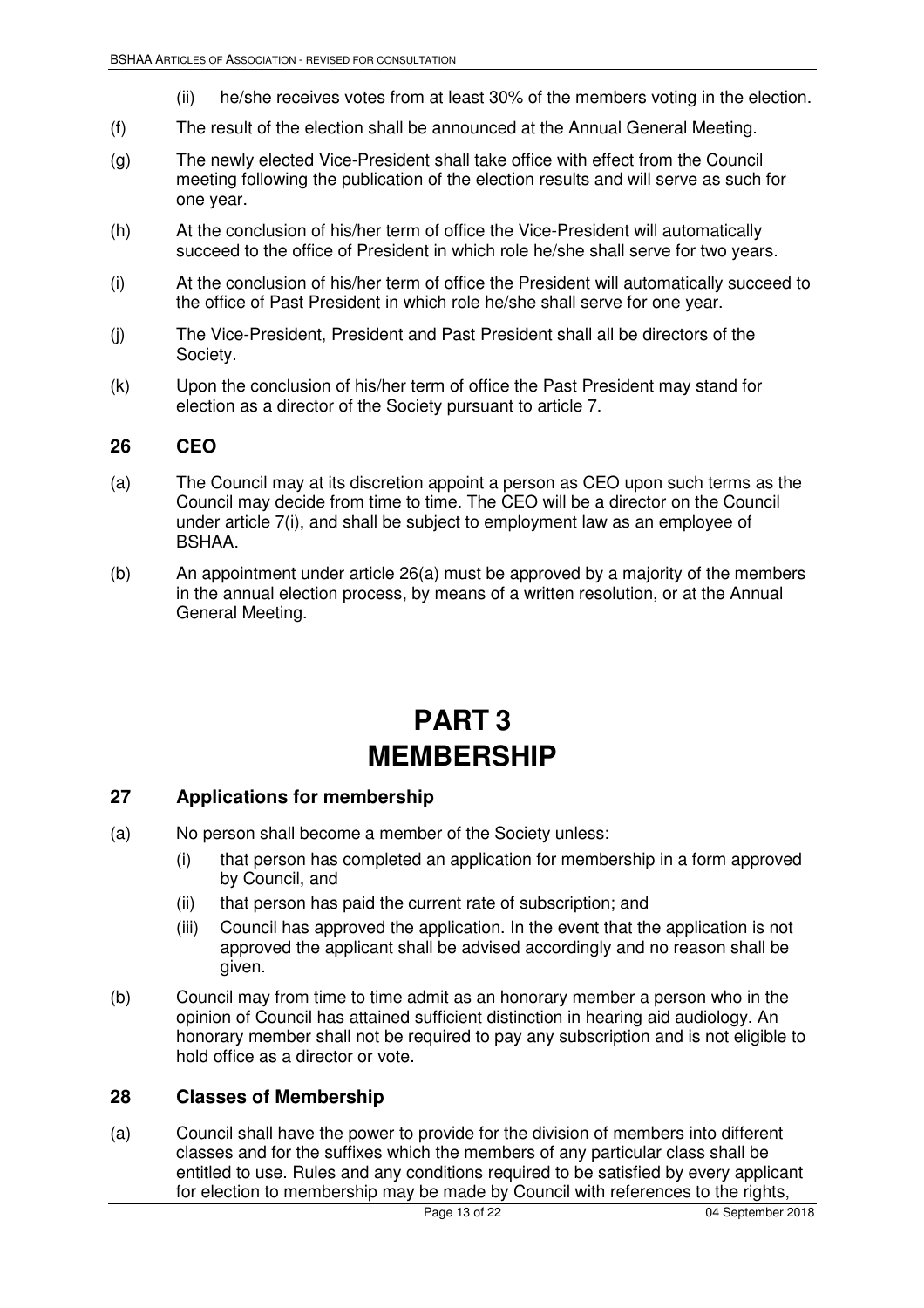(ii) he/she receives votes from at least 30% of the members voting in the election.

(f) The result of the election shall be announced at the Annual General Meeting.

(g) The newly elected Vice-President shall take office with effect from the Council meeting following the publication of the election results and will serve as such for one year.

(h) At the conclusion of his/her term of office the Vice-President will automatically succeed to the office of President in which role he/she shall serve for two years.

(i) At the conclusion of his/her term of office the President will automatically succeed to the office of Past President in which role he/she shall serve for one year.

(j) The Vice-President, President and Past President shall all be directors of the Society.

(k) Upon the conclusion of his/her term of office the Past President may stand for election as a director of the Society pursuant to article 7.

## 26 CEO

(a) The Council may at its discretion appoint a person as CEO upon such terms as the Council may decide from time to time. The CEO will be a director on the Council under article 7(i), and shall be subject to employment law as an employee of BSHAA.

(b) An appointment under article 26(a) must be approved by a majority of the members in the annual election process, by means of a written resolution, or at the Annual General Meeting.

# PART 3
# MEMBERSHIP

## 27 Applications for membership

(a) No person shall become a member of the Society unless:

   (i) that person has completed an application for membership in a form approved by Council, and

   (ii) that person has paid the current rate of subscription; and

   (iii) Council has approved the application. In the event that the application is not approved the applicant shall be advised accordingly and no reason shall be given.

(b) Council may from time to time admit as an honorary member a person who in the opinion of Council has attained sufficient distinction in hearing aid audiology. An honorary member shall not be required to pay any subscription and is not eligible to hold office as a director or vote.

## 28 Classes of Membership

(a) Council shall have the power to provide for the division of members into different classes and for the suffixes which the members of any particular class shall be entitled to use. Rules and any conditions required to be satisfied by every applicant for election to membership may be made by Council with references to the rights,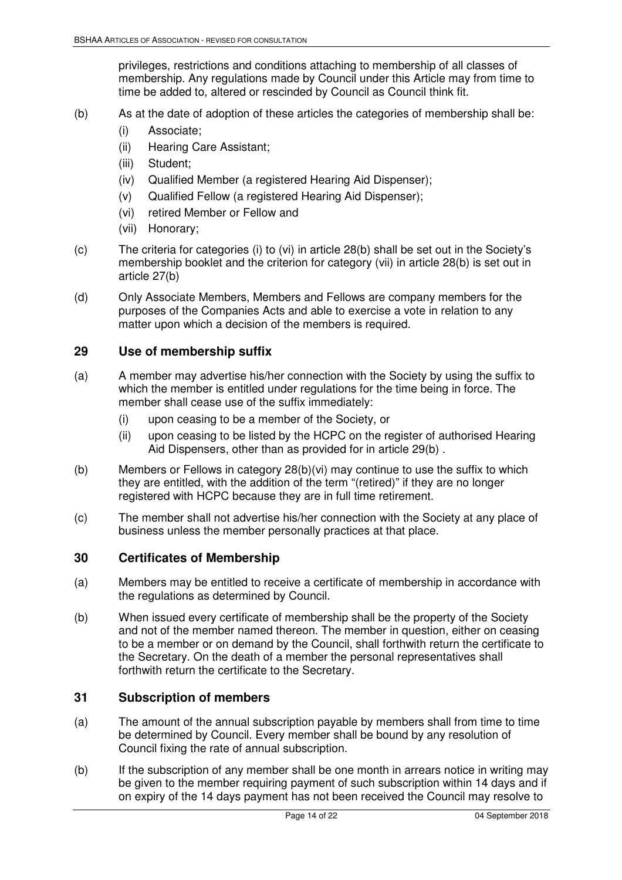privileges, restrictions and conditions attaching to membership of all classes of membership. Any regulations made by Council under this Article may from time to time be added to, altered or rescinded by Council as Council think fit.

(b) As at the date of adoption of these articles the categories of membership shall be:

(i) Associate;

(ii) Hearing Care Assistant;

(iii) Student;

(iv) Qualified Member (a registered Hearing Aid Dispenser);

(v) Qualified Fellow (a registered Hearing Aid Dispenser);

(vi) retired Member or Fellow and

(vii) Honorary;

(c) The criteria for categories (i) to (vi) in article 28(b) shall be set out in the Society's membership booklet and the criterion for category (vii) in article 28(b) is set out in article 27(b)

(d) Only Associate Members, Members and Fellows are company members for the purposes of the Companies Acts and able to exercise a vote in relation to any matter upon which a decision of the members is required.

## 29 Use of membership suffix

(a) A member may advertise his/her connection with the Society by using the suffix to which the member is entitled under regulations for the time being in force. The member shall cease use of the suffix immediately:

(i) upon ceasing to be a member of the Society, or

(ii) upon ceasing to be listed by the HCPC on the register of authorised Hearing Aid Dispensers, other than as provided for in article 29(b) .

(b) Members or Fellows in category 28(b)(vi) may continue to use the suffix to which they are entitled, with the addition of the term "(retired)" if they are no longer registered with HCPC because they are in full time retirement.

(c) The member shall not advertise his/her connection with the Society at any place of business unless the member personally practices at that place.

## 30 Certificates of Membership

(a) Members may be entitled to receive a certificate of membership in accordance with the regulations as determined by Council.

(b) When issued every certificate of membership shall be the property of the Society and not of the member named thereon. The member in question, either on ceasing to be a member or on demand by the Council, shall forthwith return the certificate to the Secretary. On the death of a member the personal representatives shall forthwith return the certificate to the Secretary.

## 31 Subscription of members

(a) The amount of the annual subscription payable by members shall from time to time be determined by Council. Every member shall be bound by any resolution of Council fixing the rate of annual subscription.

(b) If the subscription of any member shall be one month in arrears notice in writing may be given to the member requiring payment of such subscription within 14 days and if on expiry of the 14 days payment has not been received the Council may resolve to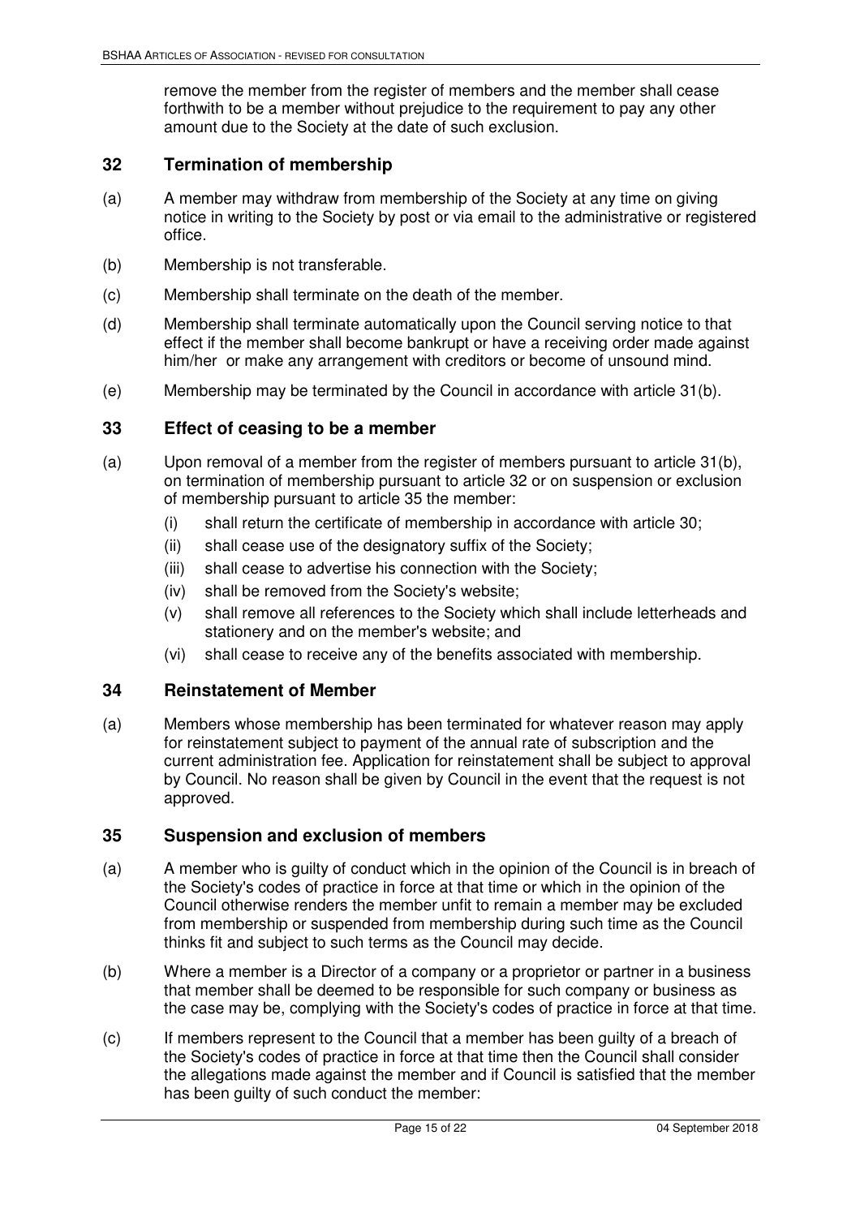remove the member from the register of members and the member shall cease forthwith to be a member without prejudice to the requirement to pay any other amount due to the Society at the date of such exclusion.

## 32 Termination of membership

(a) A member may withdraw from membership of the Society at any time on giving notice in writing to the Society by post or via email to the administrative or registered office.

(b) Membership is not transferable.

(c) Membership shall terminate on the death of the member.

(d) Membership shall terminate automatically upon the Council serving notice to that effect if the member shall become bankrupt or have a receiving order made against him/her or make any arrangement with creditors or become of unsound mind.

(e) Membership may be terminated by the Council in accordance with article 31(b).

## 33 Effect of ceasing to be a member

(a) Upon removal of a member from the register of members pursuant to article 31(b), on termination of membership pursuant to article 32 or on suspension or exclusion of membership pursuant to article 35 the member:

- (i) shall return the certificate of membership in accordance with article 30;
- (ii) shall cease use of the designatory suffix of the Society;
- (iii) shall cease to advertise his connection with the Society;
- (iv) shall be removed from the Society's website;
- (v) shall remove all references to the Society which shall include letterheads and stationery and on the member's website; and
- (vi) shall cease to receive any of the benefits associated with membership.

## 34 Reinstatement of Member

(a) Members whose membership has been terminated for whatever reason may apply for reinstatement subject to payment of the annual rate of subscription and the current administration fee. Application for reinstatement shall be subject to approval by Council. No reason shall be given by Council in the event that the request is not approved.

## 35 Suspension and exclusion of members

(a) A member who is guilty of conduct which in the opinion of the Council is in breach of the Society's codes of practice in force at that time or which in the opinion of the Council otherwise renders the member unfit to remain a member may be excluded from membership or suspended from membership during such time as the Council thinks fit and subject to such terms as the Council may decide.

(b) Where a member is a Director of a company or a proprietor or partner in a business that member shall be deemed to be responsible for such company or business as the case may be, complying with the Society's codes of practice in force at that time.

(c) If members represent to the Council that a member has been guilty of a breach of the Society's codes of practice in force at that time then the Council shall consider the allegations made against the member and if Council is satisfied that the member has been guilty of such conduct the member: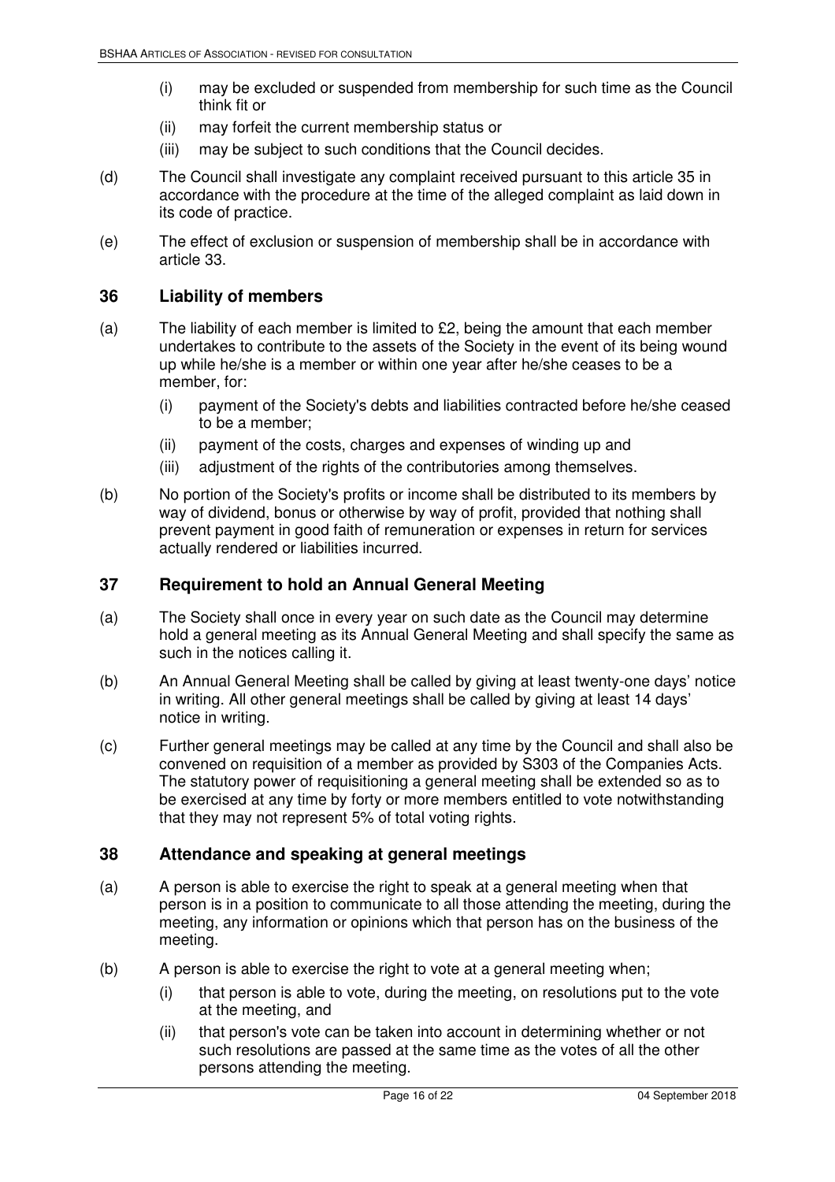(i) may be excluded or suspended from membership for such time as the Council think fit or

(ii) may forfeit the current membership status or

(iii) may be subject to such conditions that the Council decides.

(d) The Council shall investigate any complaint received pursuant to this article 35 in accordance with the procedure at the time of the alleged complaint as laid down in its code of practice.

(e) The effect of exclusion or suspension of membership shall be in accordance with article 33.

## 36 Liability of members

(a) The liability of each member is limited to £2, being the amount that each member undertakes to contribute to the assets of the Society in the event of its being wound up while he/she is a member or within one year after he/she ceases to be a member, for:

(i) payment of the Society's debts and liabilities contracted before he/she ceased to be a member;

(ii) payment of the costs, charges and expenses of winding up and

(iii) adjustment of the rights of the contributories among themselves.

(b) No portion of the Society's profits or income shall be distributed to its members by way of dividend, bonus or otherwise by way of profit, provided that nothing shall prevent payment in good faith of remuneration or expenses in return for services actually rendered or liabilities incurred.

## 37 Requirement to hold an Annual General Meeting

(a) The Society shall once in every year on such date as the Council may determine hold a general meeting as its Annual General Meeting and shall specify the same as such in the notices calling it.

(b) An Annual General Meeting shall be called by giving at least twenty-one days' notice in writing. All other general meetings shall be called by giving at least 14 days' notice in writing.

(c) Further general meetings may be called at any time by the Council and shall also be convened on requisition of a member as provided by S303 of the Companies Acts. The statutory power of requisitioning a general meeting shall be extended so as to be exercised at any time by forty or more members entitled to vote notwithstanding that they may not represent 5% of total voting rights.

## 38 Attendance and speaking at general meetings

(a) A person is able to exercise the right to speak at a general meeting when that person is in a position to communicate to all those attending the meeting, during the meeting, any information or opinions which that person has on the business of the meeting.

(b) A person is able to exercise the right to vote at a general meeting when;

(i) that person is able to vote, during the meeting, on resolutions put to the vote at the meeting, and

(ii) that person's vote can be taken into account in determining whether or not such resolutions are passed at the same time as the votes of all the other persons attending the meeting.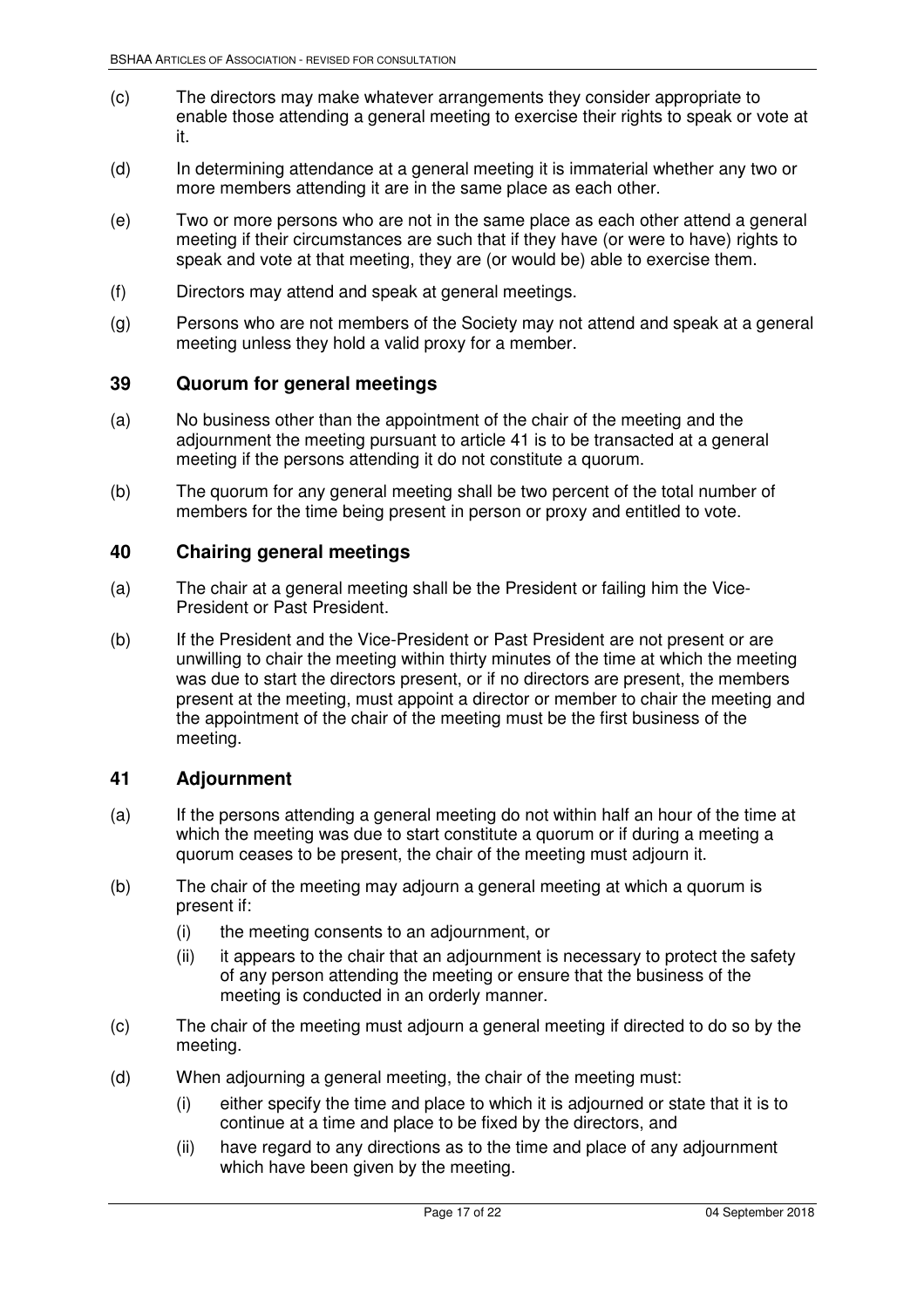(c) The directors may make whatever arrangements they consider appropriate to enable those attending a general meeting to exercise their rights to speak or vote at it.

(d) In determining attendance at a general meeting it is immaterial whether any two or more members attending it are in the same place as each other.

(e) Two or more persons who are not in the same place as each other attend a general meeting if their circumstances are such that if they have (or were to have) rights to speak and vote at that meeting, they are (or would be) able to exercise them.

(f) Directors may attend and speak at general meetings.

(g) Persons who are not members of the Society may not attend and speak at a general meeting unless they hold a valid proxy for a member.

## 39 Quorum for general meetings

(a) No business other than the appointment of the chair of the meeting and the adjournment the meeting pursuant to article 41 is to be transacted at a general meeting if the persons attending it do not constitute a quorum.

(b) The quorum for any general meeting shall be two percent of the total number of members for the time being present in person or proxy and entitled to vote.

## 40 Chairing general meetings

(a) The chair at a general meeting shall be the President or failing him the Vice-President or Past President.

(b) If the President and the Vice-President or Past President are not present or are unwilling to chair the meeting within thirty minutes of the time at which the meeting was due to start the directors present, or if no directors are present, the members present at the meeting, must appoint a director or member to chair the meeting and the appointment of the chair of the meeting must be the first business of the meeting.

## 41 Adjournment

(a) If the persons attending a general meeting do not within half an hour of the time at which the meeting was due to start constitute a quorum or if during a meeting a quorum ceases to be present, the chair of the meeting must adjourn it.

(b) The chair of the meeting may adjourn a general meeting at which a quorum is present if:

  (i) the meeting consents to an adjournment, or

  (ii) it appears to the chair that an adjournment is necessary to protect the safety of any person attending the meeting or ensure that the business of the meeting is conducted in an orderly manner.

(c) The chair of the meeting must adjourn a general meeting if directed to do so by the meeting.

(d) When adjourning a general meeting, the chair of the meeting must:

  (i) either specify the time and place to which it is adjourned or state that it is to continue at a time and place to be fixed by the directors, and

  (ii) have regard to any directions as to the time and place of any adjournment which have been given by the meeting.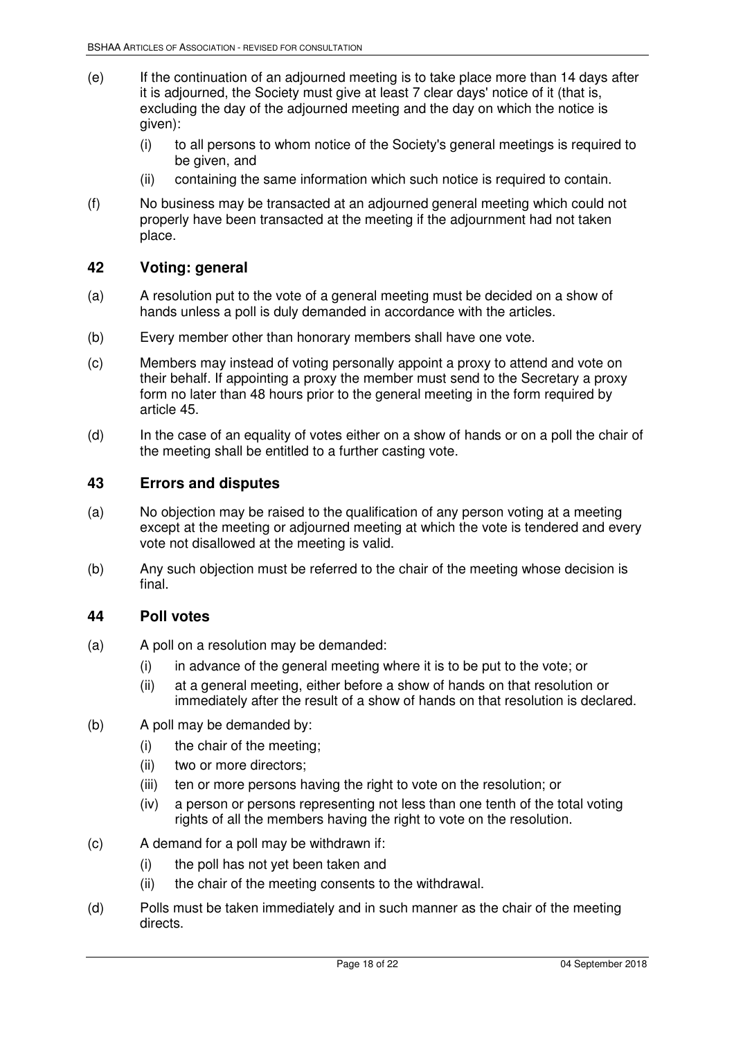(e) If the continuation of an adjourned meeting is to take place more than 14 days after it is adjourned, the Society must give at least 7 clear days' notice of it (that is, excluding the day of the adjourned meeting and the day on which the notice is given):

  (i) to all persons to whom notice of the Society's general meetings is required to be given, and

  (ii) containing the same information which such notice is required to contain.

(f) No business may be transacted at an adjourned general meeting which could not properly have been transacted at the meeting if the adjournment had not taken place.

## 42 Voting: general

(a) A resolution put to the vote of a general meeting must be decided on a show of hands unless a poll is duly demanded in accordance with the articles.

(b) Every member other than honorary members shall have one vote.

(c) Members may instead of voting personally appoint a proxy to attend and vote on their behalf. If appointing a proxy the member must send to the Secretary a proxy form no later than 48 hours prior to the general meeting in the form required by article 45.

(d) In the case of an equality of votes either on a show of hands or on a poll the chair of the meeting shall be entitled to a further casting vote.

## 43 Errors and disputes

(a) No objection may be raised to the qualification of any person voting at a meeting except at the meeting or adjourned meeting at which the vote is tendered and every vote not disallowed at the meeting is valid.

(b) Any such objection must be referred to the chair of the meeting whose decision is final.

## 44 Poll votes

(a) A poll on a resolution may be demanded:

  (i) in advance of the general meeting where it is to be put to the vote; or

  (ii) at a general meeting, either before a show of hands on that resolution or immediately after the result of a show of hands on that resolution is declared.

(b) A poll may be demanded by:

  (i) the chair of the meeting;

  (ii) two or more directors;

  (iii) ten or more persons having the right to vote on the resolution; or

  (iv) a person or persons representing not less than one tenth of the total voting rights of all the members having the right to vote on the resolution.

(c) A demand for a poll may be withdrawn if:

  (i) the poll has not yet been taken and

  (ii) the chair of the meeting consents to the withdrawal.

(d) Polls must be taken immediately and in such manner as the chair of the meeting directs.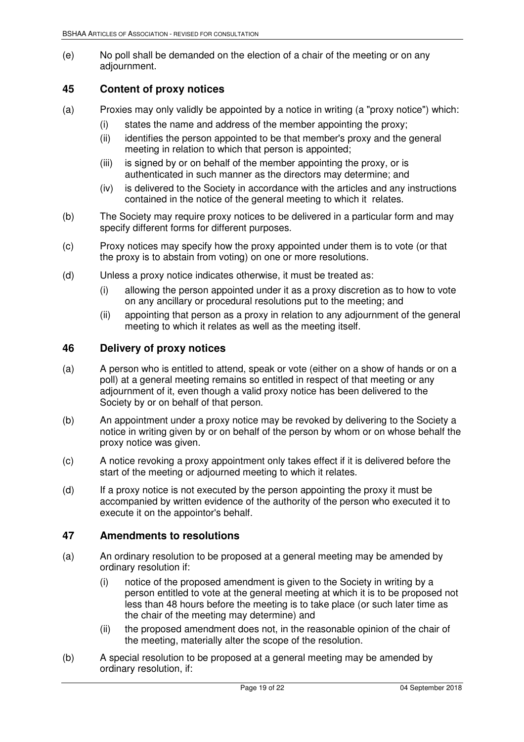(e) No poll shall be demanded on the election of a chair of the meeting or on any adjournment.

## 45 Content of proxy notices

(a) Proxies may only validly be appointed by a notice in writing (a "proxy notice") which:

  (i) states the name and address of the member appointing the proxy;

  (ii) identifies the person appointed to be that member's proxy and the general meeting in relation to which that person is appointed;

  (iii) is signed by or on behalf of the member appointing the proxy, or is authenticated in such manner as the directors may determine; and

  (iv) is delivered to the Society in accordance with the articles and any instructions contained in the notice of the general meeting to which it relates.

(b) The Society may require proxy notices to be delivered in a particular form and may specify different forms for different purposes.

(c) Proxy notices may specify how the proxy appointed under them is to vote (or that the proxy is to abstain from voting) on one or more resolutions.

(d) Unless a proxy notice indicates otherwise, it must be treated as:

  (i) allowing the person appointed under it as a proxy discretion as to how to vote on any ancillary or procedural resolutions put to the meeting; and

  (ii) appointing that person as a proxy in relation to any adjournment of the general meeting to which it relates as well as the meeting itself.

## 46 Delivery of proxy notices

(a) A person who is entitled to attend, speak or vote (either on a show of hands or on a poll) at a general meeting remains so entitled in respect of that meeting or any adjournment of it, even though a valid proxy notice has been delivered to the Society by or on behalf of that person.

(b) An appointment under a proxy notice may be revoked by delivering to the Society a notice in writing given by or on behalf of the person by whom or on whose behalf the proxy notice was given.

(c) A notice revoking a proxy appointment only takes effect if it is delivered before the start of the meeting or adjourned meeting to which it relates.

(d) If a proxy notice is not executed by the person appointing the proxy it must be accompanied by written evidence of the authority of the person who executed it to execute it on the appointor's behalf.

## 47 Amendments to resolutions

(a) An ordinary resolution to be proposed at a general meeting may be amended by ordinary resolution if:

  (i) notice of the proposed amendment is given to the Society in writing by a person entitled to vote at the general meeting at which it is to be proposed not less than 48 hours before the meeting is to take place (or such later time as the chair of the meeting may determine) and

  (ii) the proposed amendment does not, in the reasonable opinion of the chair of the meeting, materially alter the scope of the resolution.

(b) A special resolution to be proposed at a general meeting may be amended by ordinary resolution, if: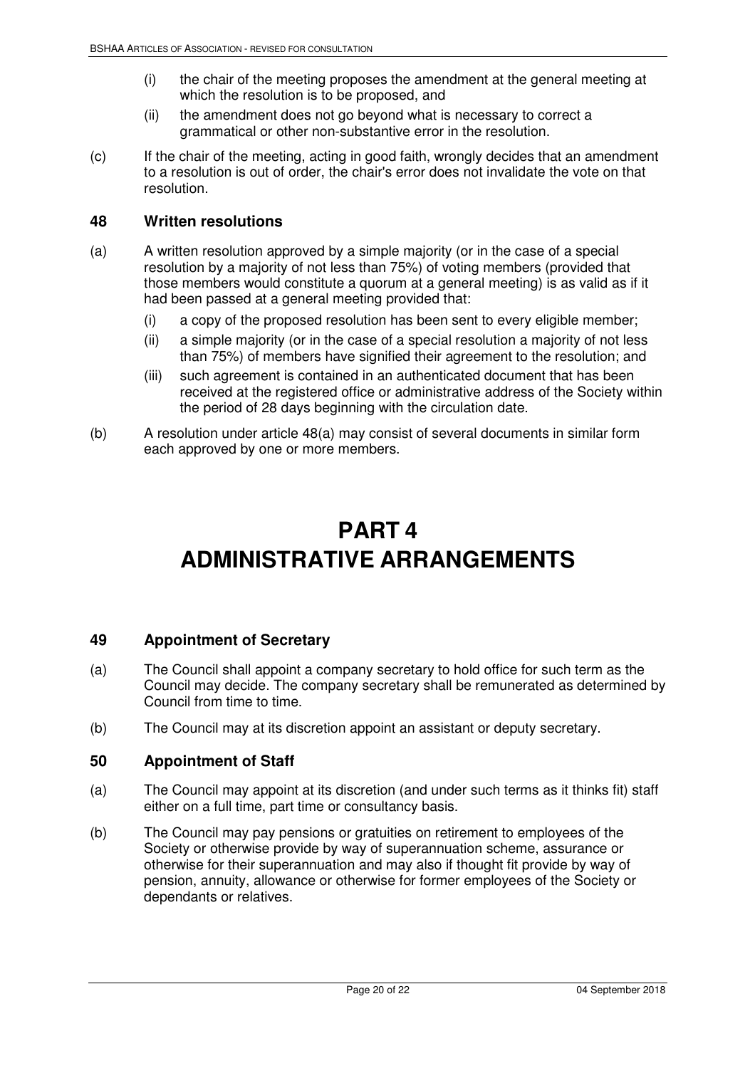(i) the chair of the meeting proposes the amendment at the general meeting at which the resolution is to be proposed, and

(ii) the amendment does not go beyond what is necessary to correct a grammatical or other non-substantive error in the resolution.

(c) If the chair of the meeting, acting in good faith, wrongly decides that an amendment to a resolution is out of order, the chair's error does not invalidate the vote on that resolution.

### 48 Written resolutions

(a) A written resolution approved by a simple majority (or in the case of a special resolution by a majority of not less than 75%) of voting members (provided that those members would constitute a quorum at a general meeting) is as valid as if it had been passed at a general meeting provided that:

(i) a copy of the proposed resolution has been sent to every eligible member;

(ii) a simple majority (or in the case of a special resolution a majority of not less than 75%) of members have signified their agreement to the resolution; and

(iii) such agreement is contained in an authenticated document that has been received at the registered office or administrative address of the Society within the period of 28 days beginning with the circulation date.

(b) A resolution under article 48(a) may consist of several documents in similar form each approved by one or more members.

# PART 4 ADMINISTRATIVE ARRANGEMENTS

### 49 Appointment of Secretary

(a) The Council shall appoint a company secretary to hold office for such term as the Council may decide. The company secretary shall be remunerated as determined by Council from time to time.

(b) The Council may at its discretion appoint an assistant or deputy secretary.

### 50 Appointment of Staff

(a) The Council may appoint at its discretion (and under such terms as it thinks fit) staff either on a full time, part time or consultancy basis.

(b) The Council may pay pensions or gratuities on retirement to employees of the Society or otherwise provide by way of superannuation scheme, assurance or otherwise for their superannuation and may also if thought fit provide by way of pension, annuity, allowance or otherwise for former employees of the Society or dependants or relatives.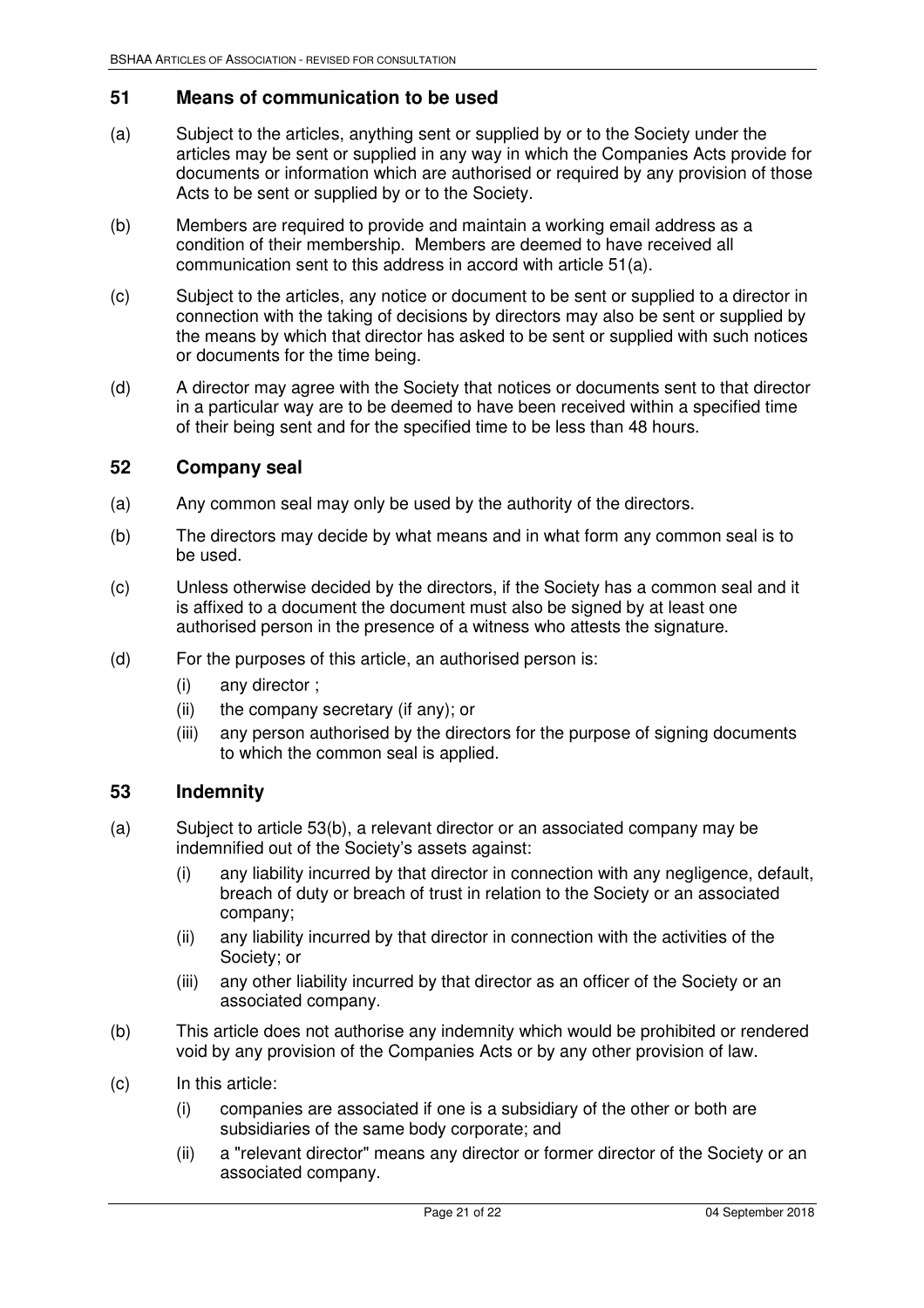## 51 Means of communication to be used

(a) Subject to the articles, anything sent or supplied by or to the Society under the articles may be sent or supplied in any way in which the Companies Acts provide for documents or information which are authorised or required by any provision of those Acts to be sent or supplied by or to the Society.

(b) Members are required to provide and maintain a working email address as a condition of their membership. Members are deemed to have received all communication sent to this address in accord with article 51(a).

(c) Subject to the articles, any notice or document to be sent or supplied to a director in connection with the taking of decisions by directors may also be sent or supplied by the means by which that director has asked to be sent or supplied with such notices or documents for the time being.

(d) A director may agree with the Society that notices or documents sent to that director in a particular way are to be deemed to have been received within a specified time of their being sent and for the specified time to be less than 48 hours.

## 52 Company seal

(a) Any common seal may only be used by the authority of the directors.

(b) The directors may decide by what means and in what form any common seal is to be used.

(c) Unless otherwise decided by the directors, if the Society has a common seal and it is affixed to a document the document must also be signed by at least one authorised person in the presence of a witness who attests the signature.

(d) For the purposes of this article, an authorised person is:

   (i) any director ;

   (ii) the company secretary (if any); or

   (iii) any person authorised by the directors for the purpose of signing documents to which the common seal is applied.

## 53 Indemnity

(a) Subject to article 53(b), a relevant director or an associated company may be indemnified out of the Society's assets against:

   (i) any liability incurred by that director in connection with any negligence, default, breach of duty or breach of trust in relation to the Society or an associated company;

   (ii) any liability incurred by that director in connection with the activities of the Society; or

   (iii) any other liability incurred by that director as an officer of the Society or an associated company.

(b) This article does not authorise any indemnity which would be prohibited or rendered void by any provision of the Companies Acts or by any other provision of law.

(c) In this article:

   (i) companies are associated if one is a subsidiary of the other or both are subsidiaries of the same body corporate; and

   (ii) a "relevant director" means any director or former director of the Society or an associated company.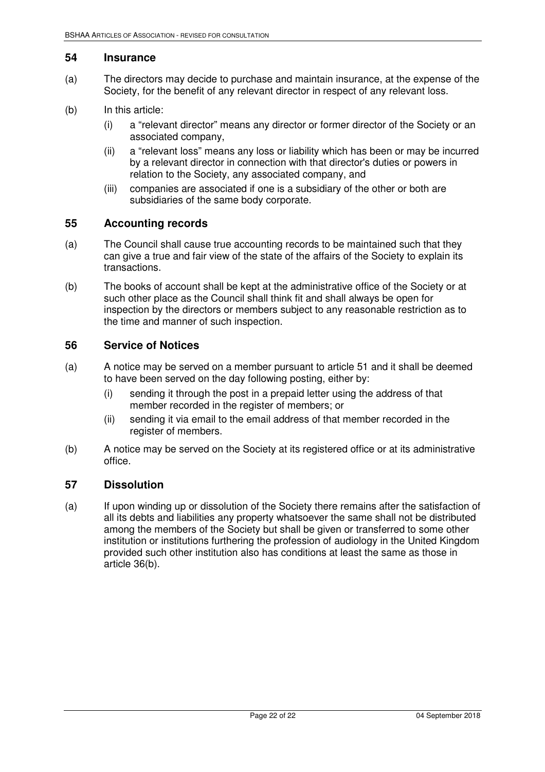## 54 Insurance

(a) The directors may decide to purchase and maintain insurance, at the expense of the Society, for the benefit of any relevant director in respect of any relevant loss.

(b) In this article:

- (i) a "relevant director" means any director or former director of the Society or an associated company,
- (ii) a "relevant loss" means any loss or liability which has been or may be incurred by a relevant director in connection with that director's duties or powers in relation to the Society, any associated company, and
- (iii) companies are associated if one is a subsidiary of the other or both are subsidiaries of the same body corporate.

## 55 Accounting records

(a) The Council shall cause true accounting records to be maintained such that they can give a true and fair view of the state of the affairs of the Society to explain its transactions.

(b) The books of account shall be kept at the administrative office of the Society or at such other place as the Council shall think fit and shall always be open for inspection by the directors or members subject to any reasonable restriction as to the time and manner of such inspection.

## 56 Service of Notices

(a) A notice may be served on a member pursuant to article 51 and it shall be deemed to have been served on the day following posting, either by:

- (i) sending it through the post in a prepaid letter using the address of that member recorded in the register of members; or
- (ii) sending it via email to the email address of that member recorded in the register of members.

(b) A notice may be served on the Society at its registered office or at its administrative office.

## 57 Dissolution

(a) If upon winding up or dissolution of the Society there remains after the satisfaction of all its debts and liabilities any property whatsoever the same shall not be distributed among the members of the Society but shall be given or transferred to some other institution or institutions furthering the profession of audiology in the United Kingdom provided such other institution also has conditions at least the same as those in article 36(b).